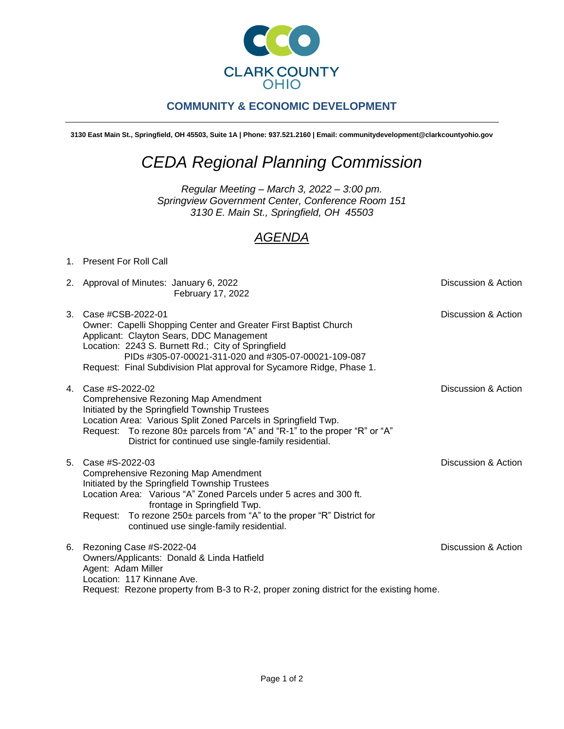CLARK COUNTY
OHIO

**COMMUNITY & ECONOMIC DEVELOPMENT**

---

**3130 East Main St., Springfield, OH 45503, Suite 1A | Phone: 937.521.2160 | Email: communitydevelopment@clarkcountyohio.gov**

# *CEDA Regional Planning Commission*

*Regular Meeting – March 3, 2022 – 3:00 pm.*
*Springview Government Center, Conference Room 151*
*3130 E. Main St., Springfield, OH 45503*

## *AGENDA*

1. Present For Roll Call

2. Approval of Minutes: January 6, 2022 — Discussion & Action
   February 17, 2022

3. Case #CSB-2022-01 — Discussion & Action
   Owner: Capelli Shopping Center and Greater First Baptist Church
   Applicant: Clayton Sears, DDC Management
   Location: 2243 S. Burnett Rd.; City of Springfield
   PIDs #305-07-00021-311-020 and #305-07-00021-109-087
   Request: Final Subdivision Plat approval for Sycamore Ridge, Phase 1.

4. Case #S-2022-02 — Discussion & Action
   Comprehensive Rezoning Map Amendment
   Initiated by the Springfield Township Trustees
   Location Area: Various Split Zoned Parcels in Springfield Twp.
   Request: To rezone 80± parcels from "A" and "R-1" to the proper "R" or "A" District for continued use single-family residential.

5. Case #S-2022-03 — Discussion & Action
   Comprehensive Rezoning Map Amendment
   Initiated by the Springfield Township Trustees
   Location Area: Various "A" Zoned Parcels under 5 acres and 300 ft. frontage in Springfield Twp.
   Request: To rezone 250± parcels from "A" to the proper "R" District for continued use single-family residential.

6. Rezoning Case #S-2022-04 — Discussion & Action
   Owners/Applicants: Donald & Linda Hatfield
   Agent: Adam Miller
   Location: 117 Kinnane Ave.
   Request: Rezone property from B-3 to R-2, proper zoning district for the existing home.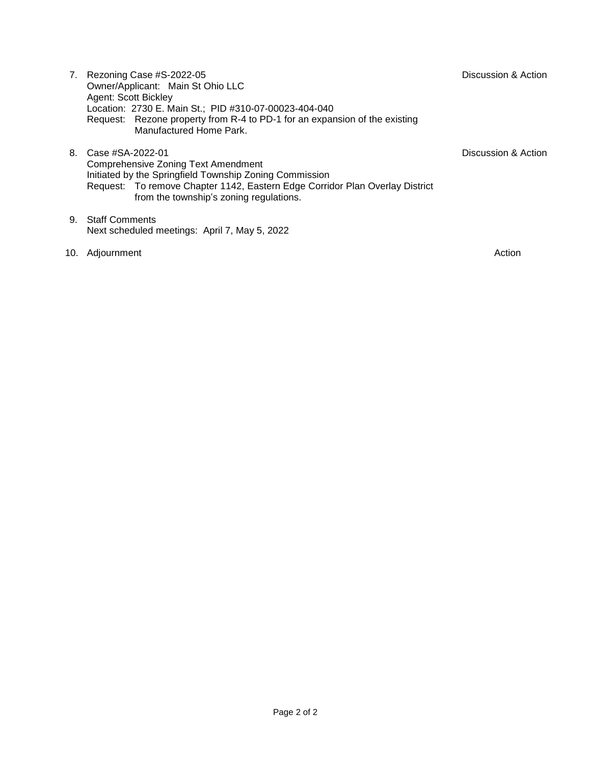7. Rezoning Case #S-2022-05 — Discussion & Action
   Owner/Applicant: Main St Ohio LLC
   Agent: Scott Bickley
   Location: 2730 E. Main St.; PID #310-07-00023-404-040
   Request: Rezone property from R-4 to PD-1 for an expansion of the existing Manufactured Home Park.

8. Case #SA-2022-01 — Discussion & Action
   Comprehensive Zoning Text Amendment
   Initiated by the Springfield Township Zoning Commission
   Request: To remove Chapter 1142, Eastern Edge Corridor Plan Overlay District from the township's zoning regulations.

9. Staff Comments
   Next scheduled meetings: April 7, May 5, 2022

10. Adjournment — Action